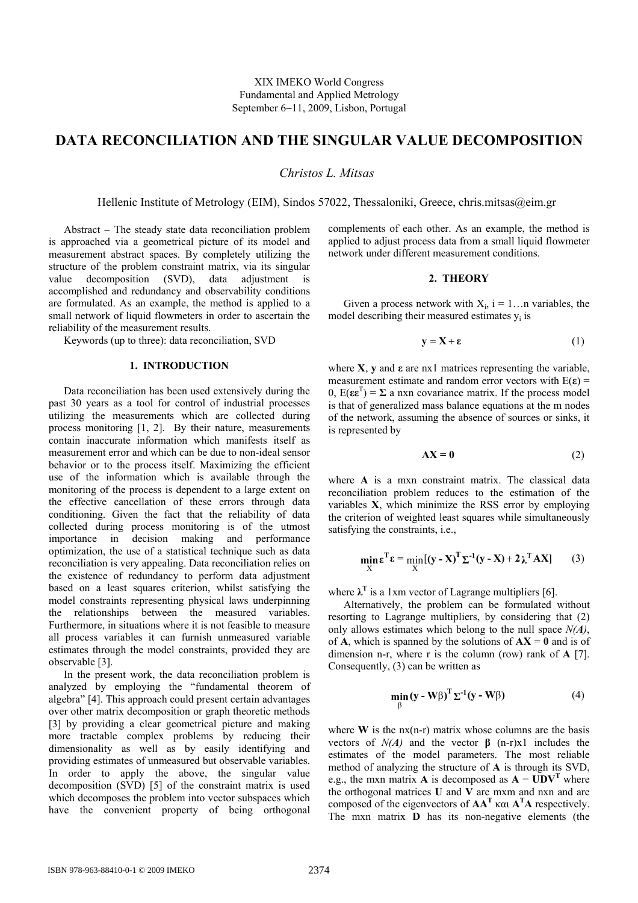XIX IMEKO World Congress
Fundamental and Applied Metrology
September 6−11, 2009, Lisbon, Portugal

# DATA RECONCILIATION AND THE SINGULAR VALUE DECOMPOSITION

*Christos L. Mitsas*

Hellenic Institute of Metrology (EIM), Sindos 57022, Thessaloniki, Greece, chris.mitsas@eim.gr

Abstract − The steady state data reconciliation problem is approached via a geometrical picture of its model and measurement abstract spaces. By completely utilizing the structure of the problem constraint matrix, via its singular value decomposition (SVD), data adjustment is accomplished and redundancy and observability conditions are formulated. As an example, the method is applied to a small network of liquid flowmeters in order to ascertain the reliability of the measurement results.

Keywords (up to three): data reconciliation, SVD

## 1. INTRODUCTION

Data reconciliation has been used extensively during the past 30 years as a tool for control of industrial processes utilizing the measurements which are collected during process monitoring [1, 2]. By their nature, measurements contain inaccurate information which manifests itself as measurement error and which can be due to non-ideal sensor behavior or to the process itself. Maximizing the efficient use of the information which is available through the monitoring of the process is dependent to a large extent on the effective cancellation of these errors through data conditioning. Given the fact that the reliability of data collected during process monitoring is of the utmost importance in decision making and performance optimization, the use of a statistical technique such as data reconciliation is very appealing. Data reconciliation relies on the existence of redundancy to perform data adjustment based on a least squares criterion, whilst satisfying the model constraints representing physical laws underpinning the relationships between the measured variables. Furthermore, in situations where it is not feasible to measure all process variables it can furnish unmeasured variable estimates through the model constraints, provided they are observable [3].

In the present work, the data reconciliation problem is analyzed by employing the "fundamental theorem of algebra" [4]. This approach could present certain advantages over other matrix decomposition or graph theoretic methods [3] by providing a clear geometrical picture and making more tractable complex problems by reducing their dimensionality as well as by easily identifying and providing estimates of unmeasured but observable variables. In order to apply the above, the singular value decomposition (SVD) [5] of the constraint matrix is used which decomposes the problem into vector subspaces which have the convenient property of being orthogonal complements of each other. As an example, the method is applied to adjust process data from a small liquid flowmeter network under different measurement conditions.

## 2. THEORY

Given a process network with $X_i$, $i = 1 \ldots n$ variables, the model describing their measured estimates $y_i$ is

$$\mathbf{y} = \mathbf{X} + \boldsymbol{\varepsilon} \tag{1}$$

where $\mathbf{X}$, $\mathbf{y}$ and $\boldsymbol{\varepsilon}$ are nx1 matrices representing the variable, measurement estimate and random error vectors with $E(\boldsymbol{\varepsilon}) = 0$, $E(\boldsymbol{\varepsilon\varepsilon}^T) = \boldsymbol{\Sigma}$ a nxn covariance matrix. If the process model is that of generalized mass balance equations at the m nodes of the network, assuming the absence of sources or sinks, it is represented by

$$\mathbf{AX = 0} \tag{2}$$

where $\mathbf{A}$ is a mxn constraint matrix. The classical data reconciliation problem reduces to the estimation of the variables $\mathbf{X}$, which minimize the RSS error by employing the criterion of weighted least squares while simultaneously satisfying the constraints, i.e.,

$$\min_{X} \boldsymbol{\varepsilon}^T \boldsymbol{\varepsilon} = \min_{X} [(\mathbf{y} - \mathbf{X})^T \boldsymbol{\Sigma}^{-1} (\mathbf{y} - \mathbf{X}) + 2\boldsymbol{\lambda}^T \mathbf{AX}] \tag{3}$$

where $\boldsymbol{\lambda}^T$ is a 1xm vector of Lagrange multipliers [6].

Alternatively, the problem can be formulated without resorting to Lagrange multipliers, by considering that (2) only allows estimates which belong to the null space *N(A)*, of $\mathbf{A}$, which is spanned by the solutions of $\mathbf{AX} = \mathbf{0}$ and is of dimension n-r, where r is the column (row) rank of $\mathbf{A}$ [7]. Consequently, (3) can be written as

$$\min_{\beta} (\mathbf{y} - \mathbf{W}\boldsymbol{\beta})^T \boldsymbol{\Sigma}^{-1} (\mathbf{y} - \mathbf{W}\boldsymbol{\beta}) \tag{4}$$

where $\mathbf{W}$ is the nx(n-r) matrix whose columns are the basis vectors of *N(A)* and the vector $\boldsymbol{\beta}$ (n-r)x1 includes the estimates of the model parameters. The most reliable method of analyzing the structure of $\mathbf{A}$ is through its SVD, e.g., the mxn matrix $\mathbf{A}$ is decomposed as $\mathbf{A} = \mathbf{UDV}^T$ where the orthogonal matrices $\mathbf{U}$ and $\mathbf{V}$ are mxm and nxn and are composed of the eigenvectors of $\mathbf{AA}^T$ και $\mathbf{A}^T\mathbf{A}$ respectively. The mxn matrix $\mathbf{D}$ has its non-negative elements (the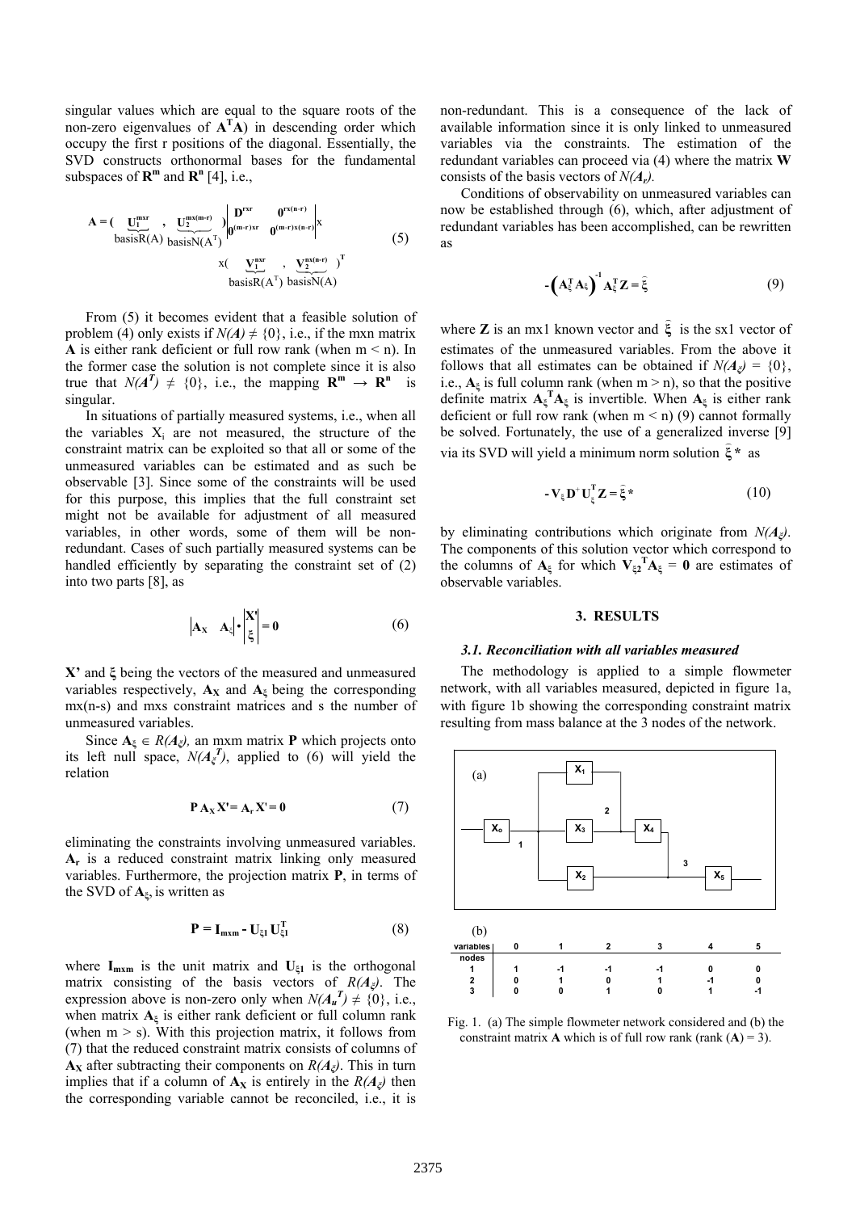singular values which are equal to the square roots of the non-zero eigenvalues of $\mathbf{A}^T\mathbf{A}$) in descending order which occupy the first r positions of the diagonal. Essentially, the SVD constructs orthonormal bases for the fundamental subspaces of $\mathbf{R}^m$ and $\mathbf{R}^n$ [4], i.e.,

$$\mathbf{A} = (\underbrace{\mathbf{U}_1^{m\times r}}_{\text{basisR(A)}}, \underbrace{\mathbf{U}_2^{m\times(m-r)}}_{\text{basisN(A}^T)}) \begin{vmatrix} \mathbf{D}^{r\times r} & \mathbf{0}^{r\times(n-r)} \\ \mathbf{0}^{(m-r)\times r} & \mathbf{0}^{(m-r)\times(n-r)} \end{vmatrix} \times (\underbrace{\mathbf{V}_1^{n\times r}}_{\text{basisR(A}^T)}, \underbrace{\mathbf{V}_2^{n\times(n-r)}}_{\text{basisN(A)}})^T \tag{5}$$

From (5) it becomes evident that a feasible solution of problem (4) only exists if $N(A) \neq \{0\}$, i.e., if the mxn matrix **A** is either rank deficient or full row rank (when m < n). In the former case the solution is not complete since it is also true that $N(A^T) \neq \{0\}$, i.e., the mapping $\mathbf{R}^m \rightarrow \mathbf{R}^n$ is singular.

In situations of partially measured systems, i.e., when all the variables $X_i$ are not measured, the structure of the constraint matrix can be exploited so that all or some of the unmeasured variables can be estimated and as such be observable [3]. Since some of the constraints will be used for this purpose, this implies that the full constraint set might not be available for adjustment of all measured variables, in other words, some of them will be non-redundant. Cases of such partially measured systems can be handled efficiently by separating the constraint set of (2) into two parts [8], as

$$\begin{vmatrix} \mathbf{A_X} & \mathbf{A}_\xi \end{vmatrix} \bullet \begin{vmatrix} \mathbf{X'} \\ \xi \end{vmatrix} = \mathbf{0} \tag{6}$$

**X'** and **ξ** being the vectors of the measured and unmeasured variables respectively, $\mathbf{A_X}$ and $\mathbf{A}_\xi$ being the corresponding mx(n-s) and mxs constraint matrices and s the number of unmeasured variables.

Since $\mathbf{A}_\xi \in R(A_\xi)$, an mxm matrix **P** which projects onto its left null space, $N(A_\xi^T)$, applied to (6) will yield the relation

$$\mathbf{P}\,\mathbf{A_X}\,\mathbf{X'} = \mathbf{A_r}\,\mathbf{X'} = \mathbf{0} \tag{7}$$

eliminating the constraints involving unmeasured variables. $\mathbf{A_r}$ is a reduced constraint matrix linking only measured variables. Furthermore, the projection matrix **P**, in terms of the SVD of $\mathbf{A}_\xi$, is written as

$$\mathbf{P} = \mathbf{I_{mxm}} - \mathbf{U}_{\xi 1}\,\mathbf{U}_{\xi 1}^{\mathbf{T}} \tag{8}$$

where $\mathbf{I_{mxm}}$ is the unit matrix and $\mathbf{U}_{\xi 1}$ is the orthogonal matrix consisting of the basis vectors of $R(A_\xi)$. The expression above is non-zero only when $N(A_u^T) \neq \{0\}$, i.e., when matrix $\mathbf{A}_\xi$ is either rank deficient or full column rank (when m > s). With this projection matrix, it follows from (7) that the reduced constraint matrix consists of columns of $\mathbf{A_X}$ after subtracting their components on $R(A_\xi)$. This in turn implies that if a column of $\mathbf{A_X}$ is entirely in the $R(A_\xi)$ then the corresponding variable cannot be reconciled, i.e., it is non-redundant. This is a consequence of the lack of available information since it is only linked to unmeasured variables via the constraints. The estimation of the redundant variables can proceed via (4) where the matrix **W** consists of the basis vectors of $N(A_r)$.

Conditions of observability on unmeasured variables can now be established through (6), which, after adjustment of redundant variables has been accomplished, can be rewritten as

$$-\left(\mathbf{A}_\xi^T\mathbf{A}_\xi\right)^{-1}\mathbf{A}_\xi^T\mathbf{Z} = \hat{\xi} \tag{9}$$

where **Z** is an mx1 known vector and $\hat{\xi}$ is the sx1 vector of estimates of the unmeasured variables. From the above it follows that all estimates can be obtained if $N(A_\xi) = \{0\}$, i.e., $\mathbf{A}_\xi$ is full column rank (when m > n), so that the positive definite matrix $\mathbf{A}_\xi^T\mathbf{A}_\xi$ is invertible. When $\mathbf{A}_\xi$ is either rank deficient or full row rank (when m < n) (9) cannot formally be solved. Fortunately, the use of a generalized inverse [9] via its SVD will yield a minimum norm solution $\hat{\xi}^*$ as

$$-\mathbf{V}_\xi\,\mathbf{D}^+\,\mathbf{U}_\xi^T\,\mathbf{Z} = \hat{\xi}^* \tag{10}$$

by eliminating contributions which originate from $N(A_\xi)$. The components of this solution vector which correspond to the columns of $\mathbf{A}_\xi$ for which $\mathbf{V}_{\xi 2}^T\mathbf{A}_\xi = \mathbf{0}$ are estimates of observable variables.

## 3. RESULTS

### *3.1. Reconciliation with all variables measured*

The methodology is applied to a simple flowmeter network, with all variables measured, depicted in figure 1a, with figure 1b showing the corresponding constraint matrix resulting from mass balance at the 3 nodes of the network.

(a)

(b)

| variables / nodes | 0 | 1 | 2 | 3 | 4 | 5 |
|---|---|---|---|---|---|---|
| 1 | 1 | -1 | -1 | -1 | 0 | 0 |
| 2 | 0 | 1 | 0 | 1 | -1 | 0 |
| 3 | 0 | 0 | 1 | 0 | 1 | -1 |

Fig. 1. (a) The simple flowmeter network considered and (b) the constraint matrix **A** which is of full row rank (rank (**A**) = 3).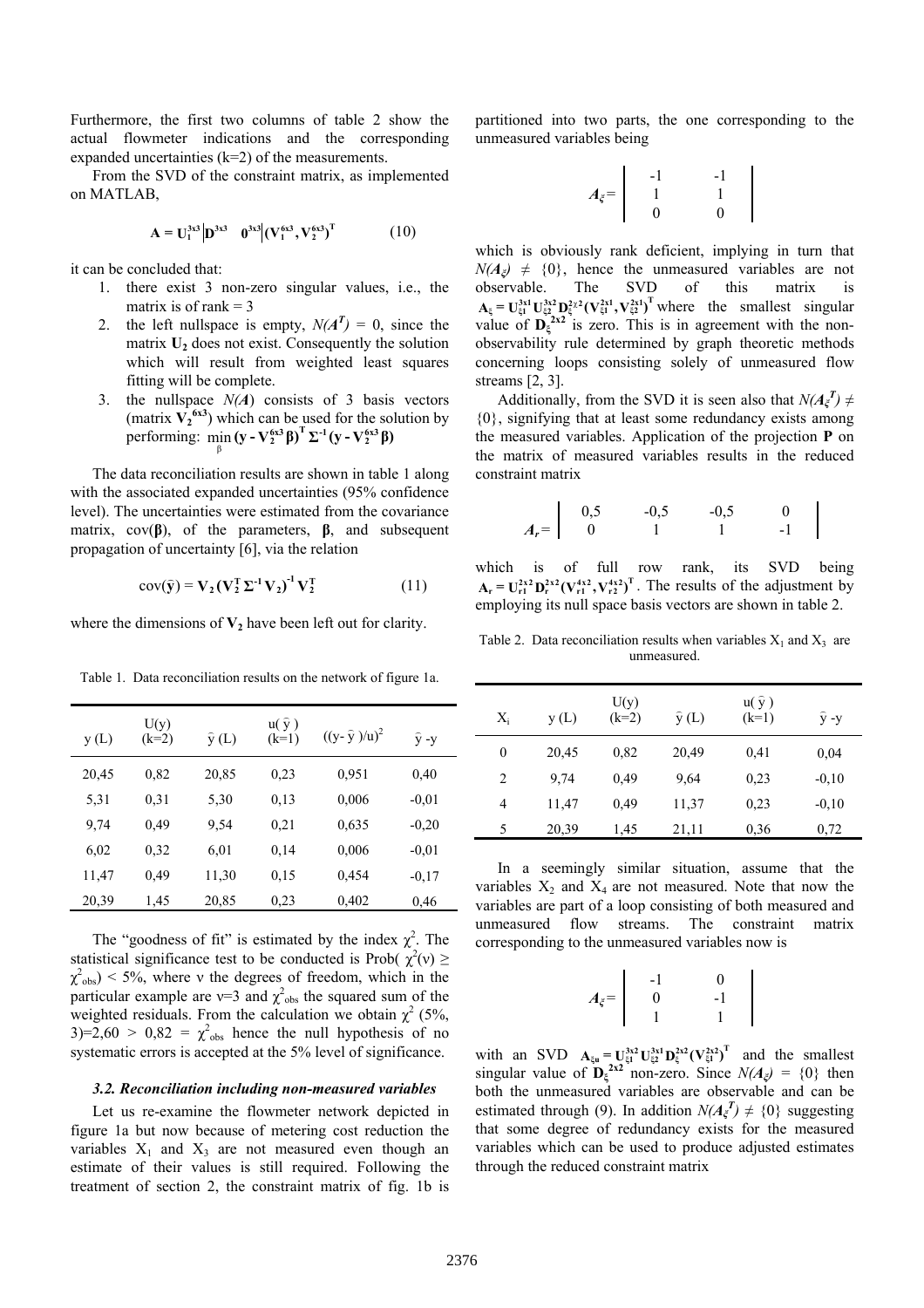Furthermore, the first two columns of table 2 show the actual flowmeter indications and the corresponding expanded uncertainties (k=2) of the measurements.

From the SVD of the constraint matrix, as implemented on MATLAB,

$$\mathbf{A} = \mathbf{U}_1^{3x3} \left| \mathbf{D}^{3x3} \quad \mathbf{0}^{3x3} \right| (\mathbf{V}_1^{6x3}, \mathbf{V}_2^{6x3})^{\mathbf{T}} \tag{10}$$

it can be concluded that:

1. there exist 3 non-zero singular values, i.e., the matrix is of rank = 3
2. the left nullspace is empty, $N(A^T) = 0$, since the matrix $\mathbf{U_2}$ does not exist. Consequently the solution which will result from weighted least squares fitting will be complete.
3. the nullspace $N(\boldsymbol{A})$ consists of 3 basis vectors (matrix $\mathbf{V}_2^{6x3}$) which can be used for the solution by performing: $\min_{\beta} (\mathbf{y} - \mathbf{V}_2^{6x3}\boldsymbol{\beta})^{\mathbf{T}} \boldsymbol{\Sigma}^{-1} (\mathbf{y} - \mathbf{V}_2^{6x3}\boldsymbol{\beta})$

The data reconciliation results are shown in table 1 along with the associated expanded uncertainties (95% confidence level). The uncertainties were estimated from the covariance matrix, cov($\boldsymbol{\beta}$), of the parameters, $\boldsymbol{\beta}$, and subsequent propagation of uncertainty [6], via the relation

$$\text{cov}(\bar{\mathbf{y}}) = \mathbf{V_2} (\mathbf{V_2^T} \boldsymbol{\Sigma}^{-1} \mathbf{V_2})^{-1} \mathbf{V_2^T} \tag{11}$$

where the dimensions of $\mathbf{V_2}$ have been left out for clarity.

Table 1. Data reconciliation results on the network of figure 1a.

| y (L) | U(y) (k=2) | $\bar{y}$ (L) | u( $\bar{y}$ ) (k=1) | $((y-\bar{y})/u)^2$ | $\bar{y}$ -y |
|---|---|---|---|---|---|
| 20,45 | 0,82 | 20,85 | 0,23 | 0,951 | 0,40 |
| 5,31 | 0,31 | 5,30 | 0,13 | 0,006 | -0,01 |
| 9,74 | 0,49 | 9,54 | 0,21 | 0,635 | -0,20 |
| 6,02 | 0,32 | 6,01 | 0,14 | 0,006 | -0,01 |
| 11,47 | 0,49 | 11,30 | 0,15 | 0,454 | -0,17 |
| 20,39 | 1,45 | 20,85 | 0,23 | 0,402 | 0,46 |

The "goodness of fit" is estimated by the index $\chi^2$. The statistical significance test to be conducted is Prob( $\chi^2(\nu) \geq \chi^2_{obs}$) < 5%, where ν the degrees of freedom, which in the particular example are ν=3 and $\chi^2_{obs}$ the squared sum of the weighted residuals. From the calculation we obtain $\chi^2$ (5%, 3)=2,60 > 0,82 = $\chi^2_{obs}$ hence the null hypothesis of no systematic errors is accepted at the 5% level of significance.

### *3.2. Reconciliation including non-measured variables*

Let us re-examine the flowmeter network depicted in figure 1a but now because of metering cost reduction the variables $X_1$ and $X_3$ are not measured even though an estimate of their values is still required. Following the treatment of section 2, the constraint matrix of fig. 1b is partitioned into two parts, the one corresponding to the unmeasured variables being

$$A_\xi = \begin{vmatrix} -1 & -1 \\ 1 & 1 \\ 0 & 0 \end{vmatrix}$$

which is obviously rank deficient, implying in turn that $N(A_\xi) \neq \{0\}$, hence the unmeasured variables are not observable. The SVD of this matrix is $\mathbf{A}_\xi = \mathbf{U}_{\xi 1}^{3x1} \mathbf{U}_{\xi 2}^{3x2} \mathbf{D}_\xi^{2x2} (\mathbf{V}_{\xi 1}^{2x1}, \mathbf{V}_{\xi 2}^{2x1})^{\mathbf{T}}$ where the smallest singular value of $\mathbf{D}_\xi^{2x2}$ is zero. This is in agreement with the non-observability rule determined by graph theoretic methods concerning loops consisting solely of unmeasured flow streams [2, 3].

Additionally, from the SVD it is seen also that $N(A_\xi^T) \neq \{0\}$, signifying that at least some redundancy exists among the measured variables. Application of the projection $\mathbf{P}$ on the matrix of measured variables results in the reduced constraint matrix

$$A_r = \begin{vmatrix} 0{,}5 & -0{,}5 & -0{,}5 & 0 \\ 0 & 1 & 1 & -1 \end{vmatrix}$$

which is of full row rank, its SVD being $\mathbf{A_r} = \mathbf{U}_{r1}^{2x2} \mathbf{D}_r^{2x2} (\mathbf{V}_{r1}^{4x2}, \mathbf{V}_{r2}^{4x2})^{\mathbf{T}}$. The results of the adjustment by employing its null space basis vectors are shown in table 2.

Table 2. Data reconciliation results when variables $X_1$ and $X_3$ are unmeasured.

| $X_i$ | y (L) | U(y) (k=2) | $\bar{y}$ (L) | u( $\bar{y}$ ) (k=1) | $\bar{y}$ -y |
|---|---|---|---|---|---|
| 0 | 20,45 | 0,82 | 20,49 | 0,41 | 0,04 |
| 2 | 9,74 | 0,49 | 9,64 | 0,23 | -0,10 |
| 4 | 11,47 | 0,49 | 11,37 | 0,23 | -0,10 |
| 5 | 20,39 | 1,45 | 21,11 | 0,36 | 0,72 |

In a seemingly similar situation, assume that the variables $X_2$ and $X_4$ are not measured. Note that now the variables are part of a loop consisting of both measured and unmeasured flow streams. The constraint matrix corresponding to the unmeasured variables now is

$$A_\xi = \begin{vmatrix} -1 & 0 \\ 0 & -1 \\ 1 & 1 \end{vmatrix}$$

with an SVD $\mathbf{A}_{\xi u} = \mathbf{U}_{\xi 1}^{3x2} \mathbf{U}_{\xi 2}^{3x1} \mathbf{D}_\xi^{2x2} (\mathbf{V}_{\xi 1}^{2x2})^{\mathbf{T}}$ and the smallest singular value of $\mathbf{D}_\xi^{2x2}$ non-zero. Since $N(A_\xi) = \{0\}$ then both the unmeasured variables are observable and can be estimated through (9). In addition $N(A_\xi^T) \neq \{0\}$ suggesting that some degree of redundancy exists for the measured variables which can be used to produce adjusted estimates through the reduced constraint matrix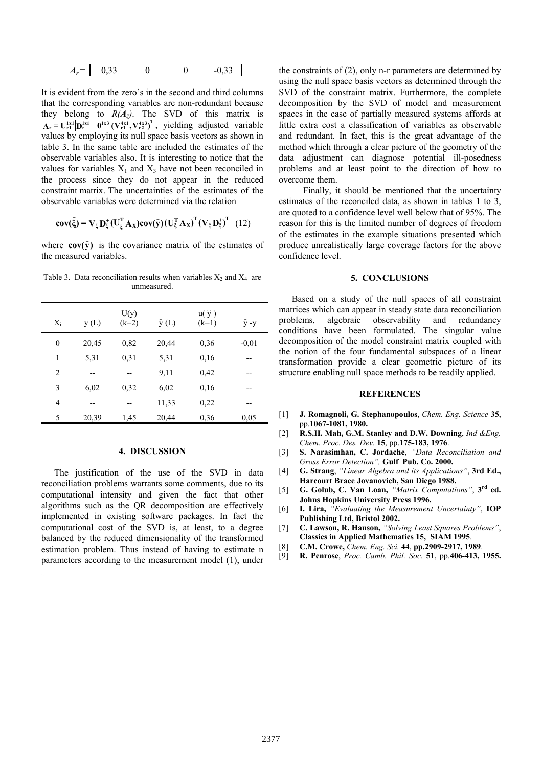$$A_r = \begin{vmatrix} 0{,}33 & 0 & 0 & -0{,}33 \end{vmatrix}$$

It is evident from the zero's in the second and third columns that the corresponding variables are non-redundant because they belong to $R(A_\xi)$. The SVD of this matrix is $\mathbf{A_r = U_{r1}^{1x1}\left|D_r^{1x1} \quad 0^{1x3}\right|(V_{r1}^{4x1}, V_{r2}^{4x3})^T}$, yielding adjusted variable values by employing its null space basis vectors as shown in table 3. In the same table are included the estimates of the observable variables also. It is interesting to notice that the values for variables $X_1$ and $X_3$ have not been reconciled in the process since they do not appear in the reduced constraint matrix. The uncertainties of the estimates of the observable variables were determined via the relation

$$\mathbf{cov}(\bar{\xi}) = \mathbf{V}_\xi \mathbf{D}_\xi^+ (\mathbf{U}_\xi^T \mathbf{A_X}) \mathbf{cov}(\bar{y}) (\mathbf{U}_\xi^T \mathbf{A_X})^T (\mathbf{V}_\xi \mathbf{D}_\xi^+)^T \quad (12)$$

where $\mathbf{cov}(\bar{y})$ is the covariance matrix of the estimates of the measured variables.

Table 3. Data reconciliation results when variables $X_2$ and $X_4$ are unmeasured.

| $X_i$ | y (L) | U(y) (k=2) | $\hat{y}$ (L) | u( $\hat{y}$ ) (k=1) | $\hat{y}$ -y |
|---|---|---|---|---|---|
| 0 | 20,45 | 0,82 | 20,44 | 0,36 | -0,01 |
| 1 | 5,31 | 0,31 | 5,31 | 0,16 | -- |
| 2 | -- | -- | 9,11 | 0,42 | -- |
| 3 | 6,02 | 0,32 | 6,02 | 0,16 | -- |
| 4 | -- | -- | 11,33 | 0,22 | -- |
| 5 | 20,39 | 1,45 | 20,44 | 0,36 | 0,05 |

## 4. DISCUSSION

The justification of the use of the SVD in data reconciliation problems warrants some comments, due to its computational intensity and given the fact that other algorithms such as the QR decomposition are effectively implemented in existing software packages. In fact the computational cost of the SVD is, at least, to a degree balanced by the reduced dimensionality of the transformed estimation problem. Thus instead of having to estimate n parameters according to the measurement model (1), under the constraints of (2), only n-r parameters are determined by using the null space basis vectors as determined through the SVD of the constraint matrix. Furthermore, the complete decomposition by the SVD of model and measurement spaces in the case of partially measured systems affords at little extra cost a classification of variables as observable and redundant. In fact, this is the great advantage of the method which through a clear picture of the geometry of the data adjustment can diagnose potential ill-posedness problems and at least point to the direction of how to overcome them.

Finally, it should be mentioned that the uncertainty estimates of the reconciled data, as shown in tables 1 to 3, are quoted to a confidence level well below that of 95%. The reason for this is the limited number of degrees of freedom of the estimates in the example situations presented which produce unrealistically large coverage factors for the above confidence level.

## 5. CONCLUSIONS

Based on a study of the null spaces of all constraint matrices which can appear in steady state data reconciliation problems, algebraic observability and redundancy conditions have been formulated. The singular value decomposition of the model constraint matrix coupled with the notion of the four fundamental subspaces of a linear transformation provide a clear geometric picture of its structure enabling null space methods to be readily applied.

## REFERENCES

[1] **J. Romagnoli, G. Stephanopoulos**, *Chem. Eng. Science* **35**, pp.**1067-1081, 1980.**

[2] **R.S.H. Mah, G.M. Stanley and D.W. Downing**, *Ind &Eng. Chem. Proc. Des. Dev.* **15**, pp.**175-183, 1976**.

[3] **S. Narasimhan, C. Jordache**, *"Data Reconciliation and Gross Error Detection"*, **Gulf Pub. Co. 2000.**

[4] **G. Strang**, *"Linear Algebra and its Applications"*, **3rd Ed., Harcourt Brace Jovanovich, San Diego 1988.**

[5] **G. Golub, C. Van Loan,** *"Matrix Computations"*, **3rd ed. Johns Hopkins University Press 1996.**

[6] **I. Lira,** *"Evaluating the Measurement Uncertainty"*, **IOP Publishing Ltd, Bristol 2002.**

[7] **C. Lawson, R. Hanson,** *"Solving Least Squares Problems"*, **Classics in Applied Mathematics 15, SIAM 1995**.

[8] **C.M. Crowe,** *Chem. Eng. Sci.* **44**, **pp.2909-2917, 1989**.

[9] **R. Penrose**, *Proc. Camb. Phil. Soc.* **51**, pp.**406-413, 1955.**